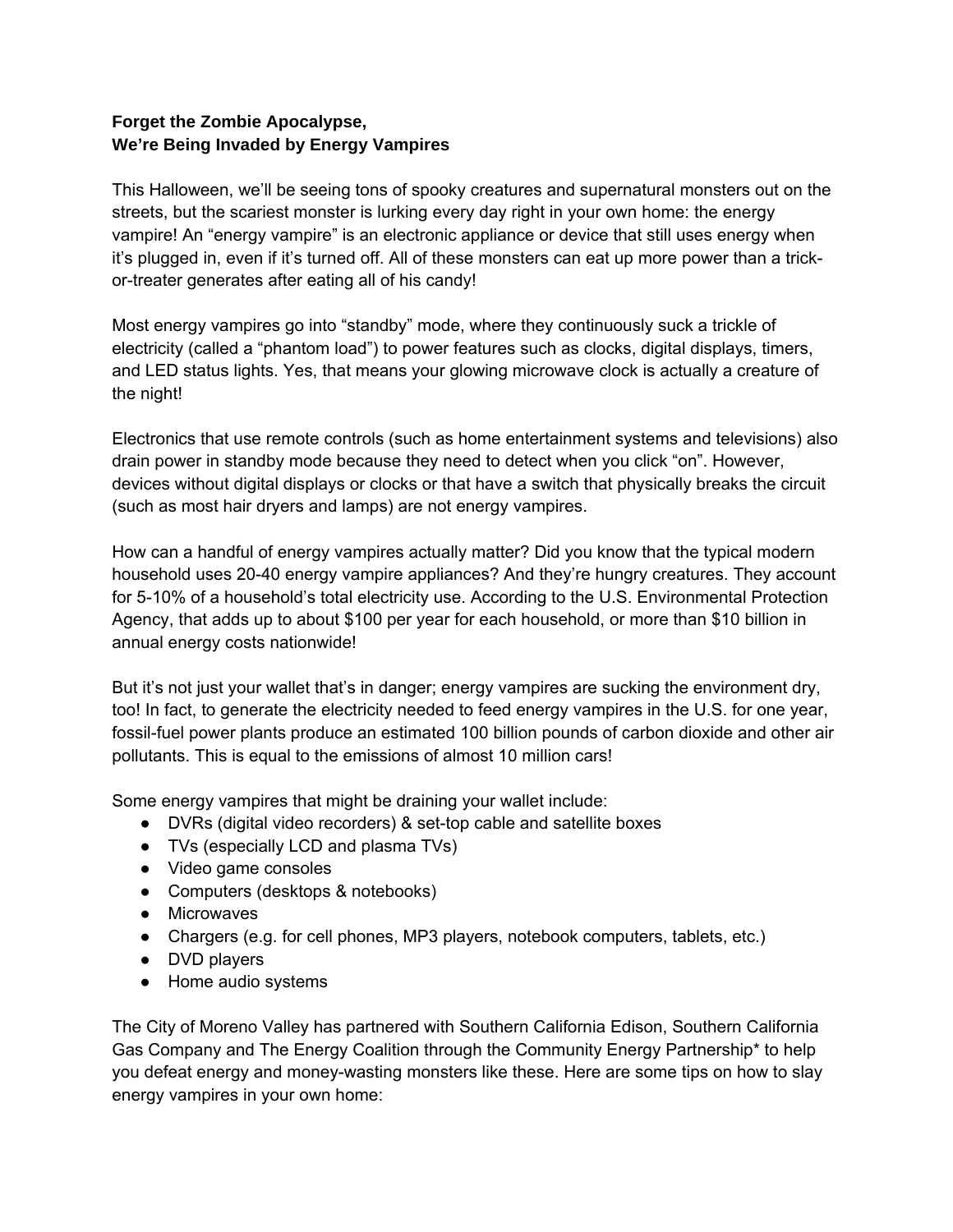**Forget the Zombie Apocalypse,**
**We're Being Invaded by Energy Vampires**

This Halloween, we'll be seeing tons of spooky creatures and supernatural monsters out on the streets, but the scariest monster is lurking every day right in your own home: the energy vampire! An "energy vampire" is an electronic appliance or device that still uses energy when it's plugged in, even if it's turned off. All of these monsters can eat up more power than a trick-or-treater generates after eating all of his candy!

Most energy vampires go into "standby" mode, where they continuously suck a trickle of electricity (called a "phantom load") to power features such as clocks, digital displays, timers, and LED status lights. Yes, that means your glowing microwave clock is actually a creature of the night!

Electronics that use remote controls (such as home entertainment systems and televisions) also drain power in standby mode because they need to detect when you click "on". However, devices without digital displays or clocks or that have a switch that physically breaks the circuit (such as most hair dryers and lamps) are not energy vampires.

How can a handful of energy vampires actually matter? Did you know that the typical modern household uses 20-40 energy vampire appliances? And they're hungry creatures. They account for 5-10% of a household's total electricity use. According to the U.S. Environmental Protection Agency, that adds up to about $100 per year for each household, or more than $10 billion in annual energy costs nationwide!

But it's not just your wallet that's in danger; energy vampires are sucking the environment dry, too! In fact, to generate the electricity needed to feed energy vampires in the U.S. for one year, fossil-fuel power plants produce an estimated 100 billion pounds of carbon dioxide and other air pollutants. This is equal to the emissions of almost 10 million cars!

Some energy vampires that might be draining your wallet include:

- DVRs (digital video recorders) & set-top cable and satellite boxes
- TVs (especially LCD and plasma TVs)
- Video game consoles
- Computers (desktops & notebooks)
- Microwaves
- Chargers (e.g. for cell phones, MP3 players, notebook computers, tablets, etc.)
- DVD players
- Home audio systems

The City of Moreno Valley has partnered with Southern California Edison, Southern California Gas Company and The Energy Coalition through the Community Energy Partnership* to help you defeat energy and money-wasting monsters like these. Here are some tips on how to slay energy vampires in your own home: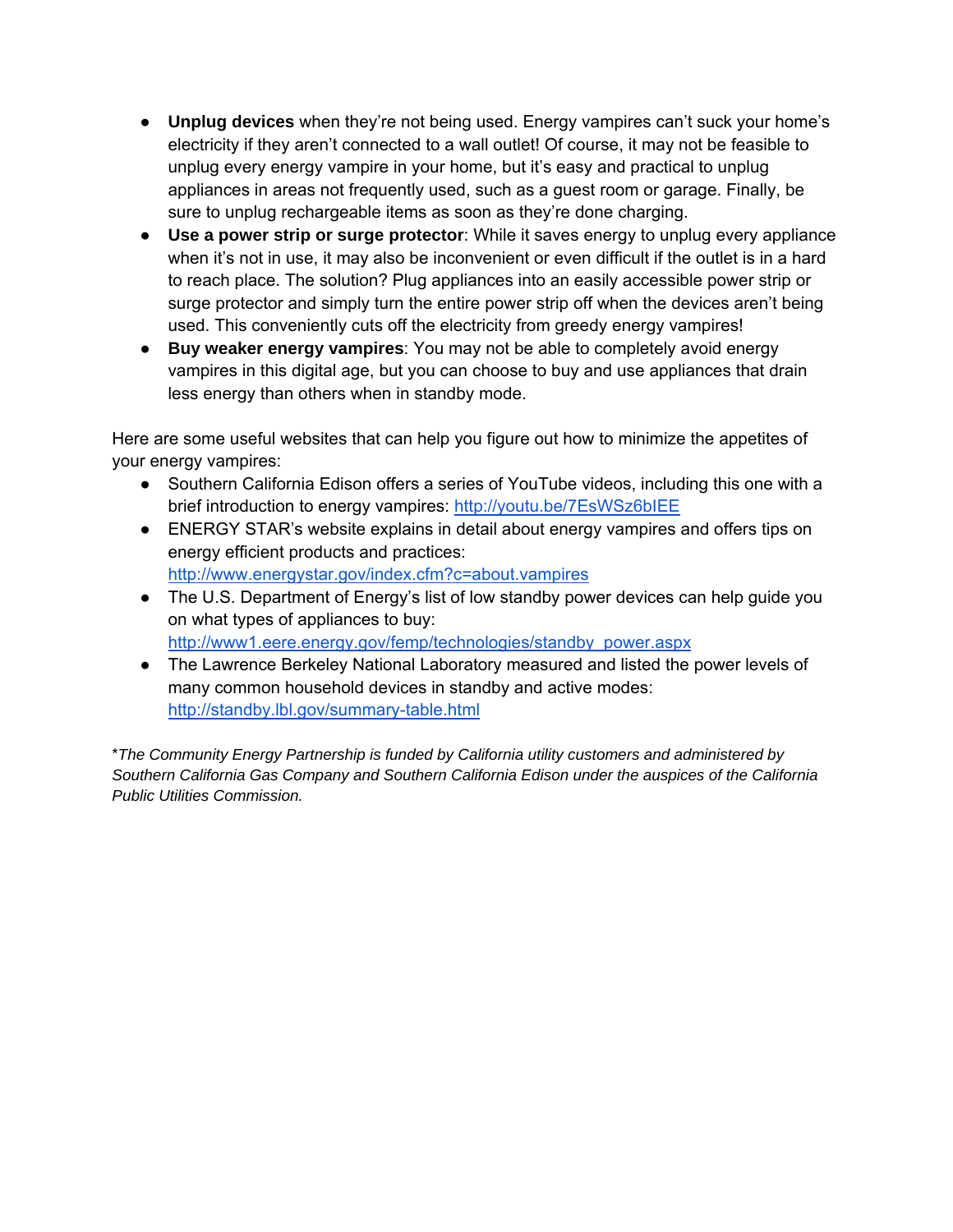- **Unplug devices** when they're not being used. Energy vampires can't suck your home's electricity if they aren't connected to a wall outlet! Of course, it may not be feasible to unplug every energy vampire in your home, but it's easy and practical to unplug appliances in areas not frequently used, such as a guest room or garage. Finally, be sure to unplug rechargeable items as soon as they're done charging.
- **Use a power strip or surge protector**: While it saves energy to unplug every appliance when it's not in use, it may also be inconvenient or even difficult if the outlet is in a hard to reach place. The solution? Plug appliances into an easily accessible power strip or surge protector and simply turn the entire power strip off when the devices aren't being used. This conveniently cuts off the electricity from greedy energy vampires!
- **Buy weaker energy vampires**: You may not be able to completely avoid energy vampires in this digital age, but you can choose to buy and use appliances that drain less energy than others when in standby mode.

Here are some useful websites that can help you figure out how to minimize the appetites of your energy vampires:

- Southern California Edison offers a series of YouTube videos, including this one with a brief introduction to energy vampires: http://youtu.be/7EsWSz6bIEE
- ENERGY STAR's website explains in detail about energy vampires and offers tips on energy efficient products and practices: http://www.energystar.gov/index.cfm?c=about.vampires
- The U.S. Department of Energy's list of low standby power devices can help guide you on what types of appliances to buy: http://www1.eere.energy.gov/femp/technologies/standby_power.aspx
- The Lawrence Berkeley National Laboratory measured and listed the power levels of many common household devices in standby and active modes: http://standby.lbl.gov/summary-table.html

**The Community Energy Partnership is funded by California utility customers and administered by Southern California Gas Company and Southern California Edison under the auspices of the California Public Utilities Commission.*